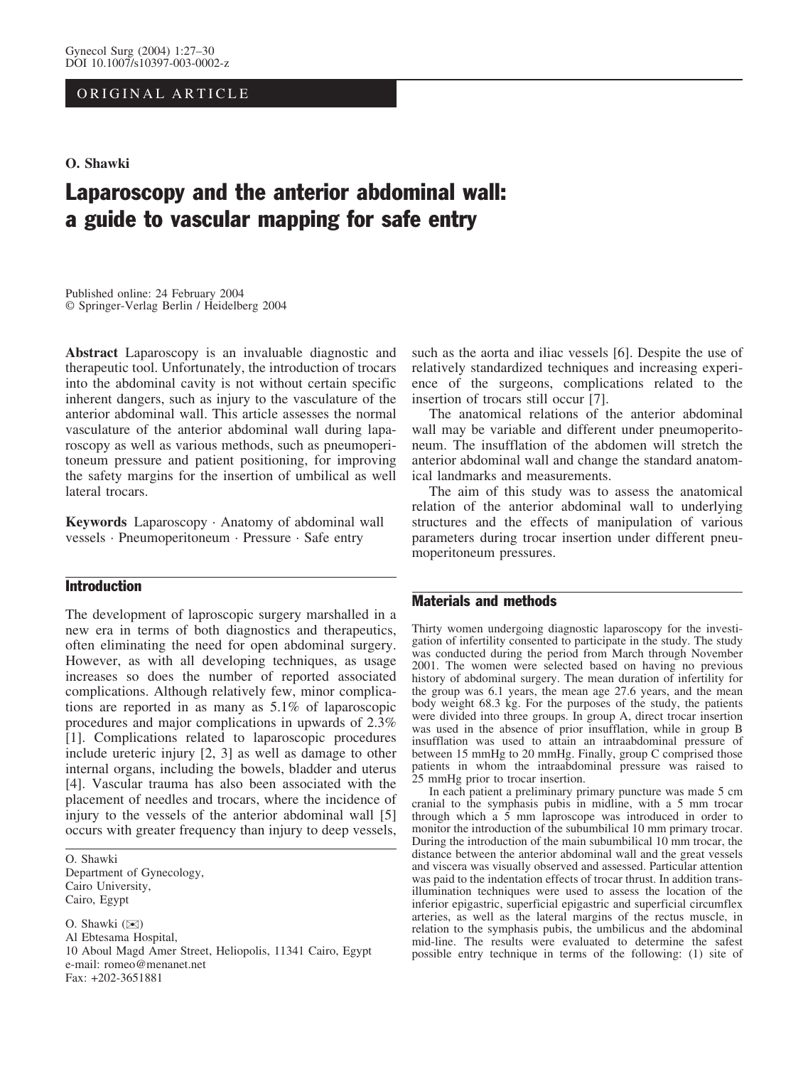ORIGINAL ARTICLE

**O. Shawki**

# Laparoscopy and the anterior abdominal wall: a guide to vascular mapping for safe entry

Published online: 24 February 2004
© Springer-Verlag Berlin / Heidelberg 2004

**Abstract** Laparoscopy is an invaluable diagnostic and therapeutic tool. Unfortunately, the introduction of trocars into the abdominal cavity is not without certain specific inherent dangers, such as injury to the vasculature of the anterior abdominal wall. This article assesses the normal vasculature of the anterior abdominal wall during laparoscopy as well as various methods, such as pneumoperitoneum pressure and patient positioning, for improving the safety margins for the insertion of umbilical as well lateral trocars.

**Keywords** Laparoscopy · Anatomy of abdominal wall vessels · Pneumoperitoneum · Pressure · Safe entry

O. Shawki
Department of Gynecology,
Cairo University,
Cairo, Egypt

O. Shawki (✉)
Al Ebtesama Hospital,
10 Aboul Magd Amer Street, Heliopolis, 11341 Cairo, Egypt
e-mail: romeo@menanet.net
Fax: +202-3651881

## Introduction

The development of laproscopic surgery marshalled in a new era in terms of both diagnostics and therapeutics, often eliminating the need for open abdominal surgery. However, as with all developing techniques, as usage increases so does the number of reported associated complications. Although relatively few, minor complications are reported in as many as 5.1% of laparoscopic procedures and major complications in upwards of 2.3% [1]. Complications related to laparoscopic procedures include ureteric injury [2, 3] as well as damage to other internal organs, including the bowels, bladder and uterus [4]. Vascular trauma has also been associated with the placement of needles and trocars, where the incidence of injury to the vessels of the anterior abdominal wall [5] occurs with greater frequency than injury to deep vessels, such as the aorta and iliac vessels [6]. Despite the use of relatively standardized techniques and increasing experience of the surgeons, complications related to the insertion of trocars still occur [7].

The anatomical relations of the anterior abdominal wall may be variable and different under pneumoperitoneum. The insufflation of the abdomen will stretch the anterior abdominal wall and change the standard anatomical landmarks and measurements.

The aim of this study was to assess the anatomical relation of the anterior abdominal wall to underlying structures and the effects of manipulation of various parameters during trocar insertion under different pneumoperitoneum pressures.

## Materials and methods

Thirty women undergoing diagnostic laparoscopy for the investigation of infertility consented to participate in the study. The study was conducted during the period from March through November 2001. The women were selected based on having no previous history of abdominal surgery. The mean duration of infertility for the group was 6.1 years, the mean age 27.6 years, and the mean body weight 68.3 kg. For the purposes of the study, the patients were divided into three groups. In group A, direct trocar insertion was used in the absence of prior insufflation, while in group B insufflation was used to attain an intraabdominal pressure of between 15 mmHg to 20 mmHg. Finally, group C comprised those patients in whom the intraabdominal pressure was raised to 25 mmHg prior to trocar insertion.

In each patient a preliminary primary puncture was made 5 cm cranial to the symphasis pubis in midline, with a 5 mm trocar through which a 5 mm laproscope was introduced in order to monitor the introduction of the subumbilical 10 mm primary trocar. During the introduction of the main subumbilical 10 mm trocar, the distance between the anterior abdominal wall and the great vessels and viscera was visually observed and assessed. Particular attention was paid to the indentation effects of trocar thrust. In addition trans-illumination techniques were used to assess the location of the inferior epigastric, superficial epigastric and superficial circumflex arteries, as well as the lateral margins of the rectus muscle, in relation to the symphasis pubis, the umbilicus and the abdominal mid-line. The results were evaluated to determine the safest possible entry technique in terms of the following: (1) site of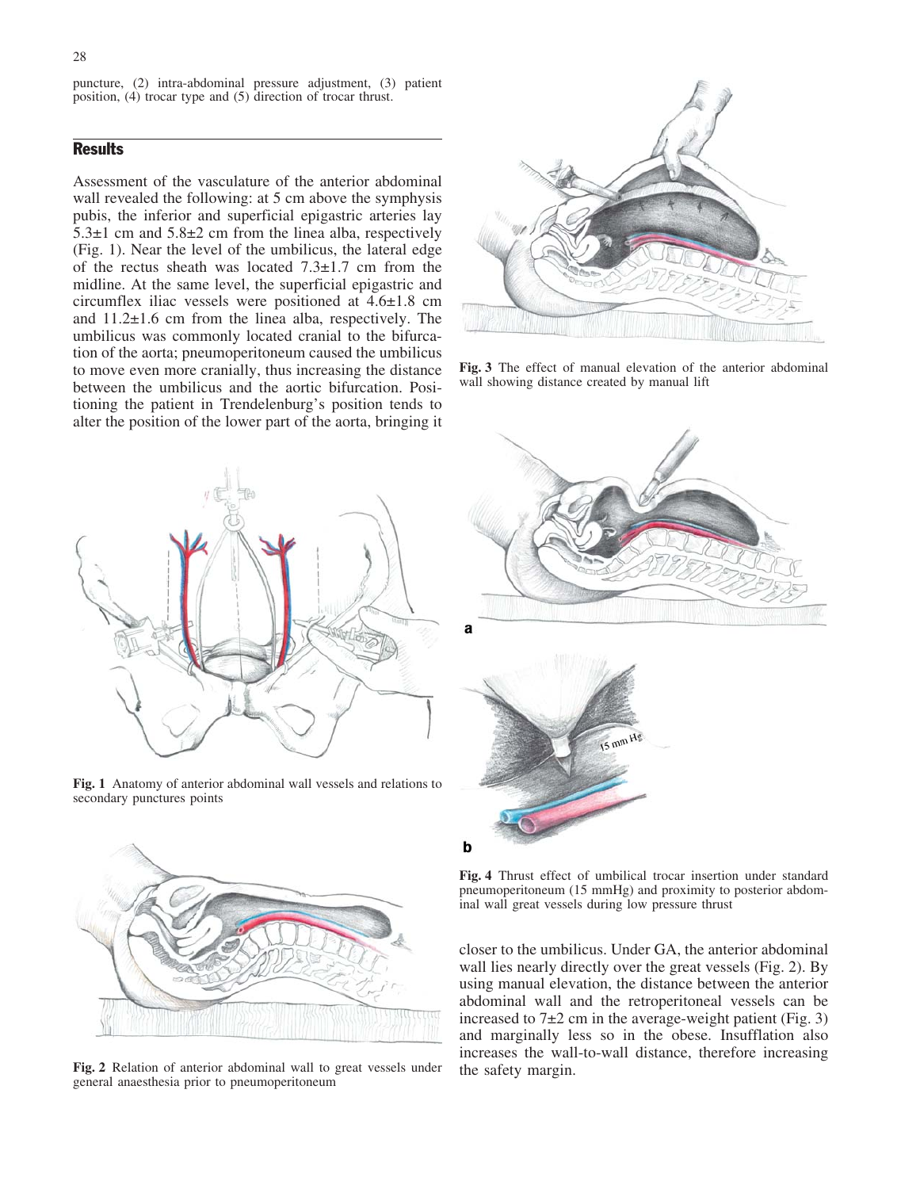puncture, (2) intra-abdominal pressure adjustment, (3) patient position, (4) trocar type and (5) direction of trocar thrust.

## Results

Assessment of the vasculature of the anterior abdominal wall revealed the following: at 5 cm above the symphysis pubis, the inferior and superficial epigastric arteries lay 5.3±1 cm and 5.8±2 cm from the linea alba, respectively (Fig. 1). Near the level of the umbilicus, the lateral edge of the rectus sheath was located 7.3±1.7 cm from the midline. At the same level, the superficial epigastric and circumflex iliac vessels were positioned at 4.6±1.8 cm and 11.2±1.6 cm from the linea alba, respectively. The umbilicus was commonly located cranial to the bifurcation of the aorta; pneumoperitoneum caused the umbilicus to move even more cranially, thus increasing the distance between the umbilicus and the aortic bifurcation. Positioning the patient in Trendelenburg's position tends to alter the position of the lower part of the aorta, bringing it closer to the umbilicus. Under GA, the anterior abdominal wall lies nearly directly over the great vessels (Fig. 2). By using manual elevation, the distance between the anterior abdominal wall and the retroperitoneal vessels can be increased to 7±2 cm in the average-weight patient (Fig. 3) and marginally less so in the obese. Insufflation also increases the wall-to-wall distance, therefore increasing the safety margin.

**Fig. 1** Anatomy of anterior abdominal wall vessels and relations to secondary punctures points

**Fig. 2** Relation of anterior abdominal wall to great vessels under general anaesthesia prior to pneumoperitoneum

**Fig. 3** The effect of manual elevation of the anterior abdominal wall showing distance created by manual lift

**Fig. 4** Thrust effect of umbilical trocar insertion under standard pneumoperitoneum (15 mmHg) and proximity to posterior abdominal wall great vessels during low pressure thrust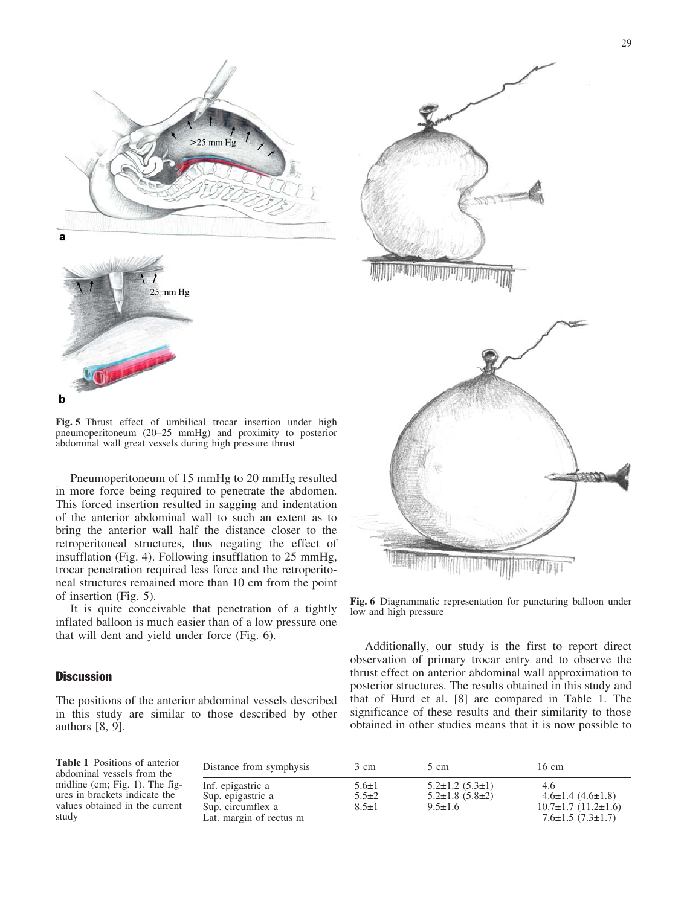Fig. 5 Thrust effect of umbilical trocar insertion under high pneumoperitoneum (20–25 mmHg) and proximity to posterior abdominal wall great vessels during high pressure thrust

Pneumoperitoneum of 15 mmHg to 20 mmHg resulted in more force being required to penetrate the abdomen. This forced insertion resulted in sagging and indentation of the anterior abdominal wall to such an extent as to bring the anterior wall half the distance closer to the retroperitoneal structures, thus negating the effect of insufflation (Fig. 4). Following insufflation to 25 mmHg, trocar penetration required less force and the retroperitoneal structures remained more than 10 cm from the point of insertion (Fig. 5).

It is quite conceivable that penetration of a tightly inflated balloon is much easier than of a low pressure one that will dent and yield under force (Fig. 6).

Fig. 6 Diagrammatic representation for puncturing balloon under low and high pressure

## Discussion

The positions of the anterior abdominal vessels described in this study are similar to those described by other authors [8, 9].

Additionally, our study is the first to report direct observation of primary trocar entry and to observe the thrust effect on anterior abdominal wall approximation to posterior structures. The results obtained in this study and that of Hurd et al. [8] are compared in Table 1. The significance of these results and their similarity to those obtained in other studies means that it is now possible to

**Table 1** Positions of anterior abdominal vessels from the midline (cm; Fig. 1). The figures in brackets indicate the values obtained in the current study

| Distance from symphysis | 3 cm | 5 cm | 16 cm |
|---|---|---|---|
| Inf. epigastric a | 5.6±1 | 5.2±1.2 (5.3±1) | 4.6 |
| Sup. epigastric a | 5.5±2 | 5.2±1.8 (5.8±2) | 4.6±1.4 (4.6±1.8) |
| Sup. circumflex a | 8.5±1 | 9.5±1.6 | 10.7±1.7 (11.2±1.6) |
| Lat. margin of rectus m | | | 7.6±1.5 (7.3±1.7) |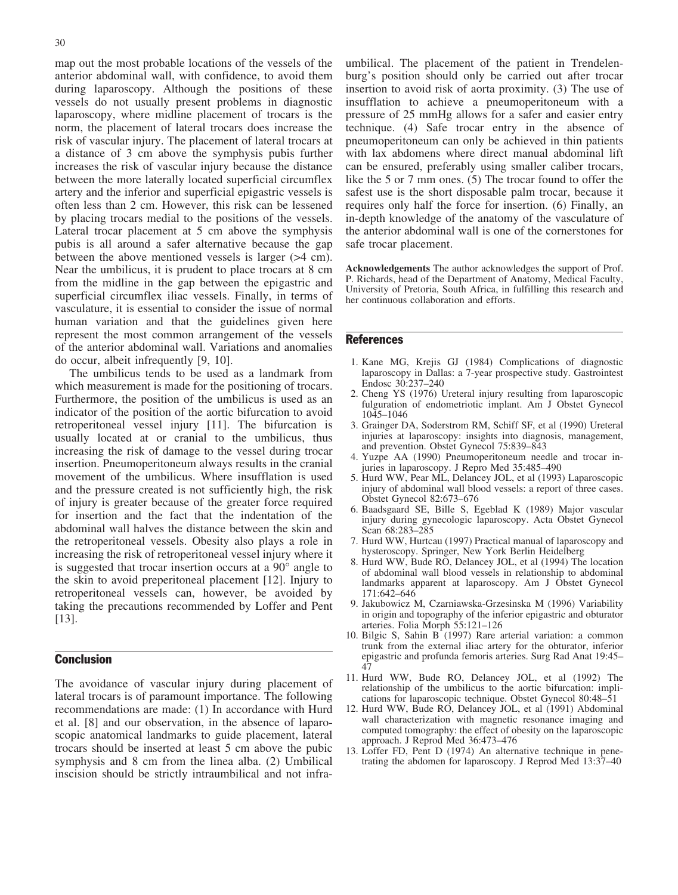map out the most probable locations of the vessels of the anterior abdominal wall, with confidence, to avoid them during laparoscopy. Although the positions of these vessels do not usually present problems in diagnostic laparoscopy, where midline placement of trocars is the norm, the placement of lateral trocars does increase the risk of vascular injury. The placement of lateral trocars at a distance of 3 cm above the symphysis pubis further increases the risk of vascular injury because the distance between the more laterally located superficial circumflex artery and the inferior and superficial epigastric vessels is often less than 2 cm. However, this risk can be lessened by placing trocars medial to the positions of the vessels. Lateral trocar placement at 5 cm above the symphysis pubis is all around a safer alternative because the gap between the above mentioned vessels is larger (>4 cm). Near the umbilicus, it is prudent to place trocars at 8 cm from the midline in the gap between the epigastric and superficial circumflex iliac vessels. Finally, in terms of vasculature, it is essential to consider the issue of normal human variation and that the guidelines given here represent the most common arrangement of the vessels of the anterior abdominal wall. Variations and anomalies do occur, albeit infrequently [9, 10].

The umbilicus tends to be used as a landmark from which measurement is made for the positioning of trocars. Furthermore, the position of the umbilicus is used as an indicator of the position of the aortic bifurcation to avoid retroperitoneal vessel injury [11]. The bifurcation is usually located at or cranial to the umbilicus, thus increasing the risk of damage to the vessel during trocar insertion. Pneumoperitoneum always results in the cranial movement of the umbilicus. Where insufflation is used and the pressure created is not sufficiently high, the risk of injury is greater because of the greater force required for insertion and the fact that the indentation of the abdominal wall halves the distance between the skin and the retroperitoneal vessels. Obesity also plays a role in increasing the risk of retroperitoneal vessel injury where it is suggested that trocar insertion occurs at a 90° angle to the skin to avoid preperitoneal placement [12]. Injury to retroperitoneal vessels can, however, be avoided by taking the precautions recommended by Loffer and Pent [13].

## Conclusion

The avoidance of vascular injury during placement of lateral trocars is of paramount importance. The following recommendations are made: (1) In accordance with Hurd et al. [8] and our observation, in the absence of laparoscopic anatomical landmarks to guide placement, lateral trocars should be inserted at least 5 cm above the pubic symphysis and 8 cm from the linea alba. (2) Umbilical inscision should be strictly intraumbilical and not infraumbilical. The placement of the patient in Trendelenburg's position should only be carried out after trocar insertion to avoid risk of aorta proximity. (3) The use of insufflation to achieve a pneumoperitoneum with a pressure of 25 mmHg allows for a safer and easier entry technique. (4) Safe trocar entry in the absence of pneumoperitoneum can only be achieved in thin patients with lax abdomens where direct manual abdominal lift can be ensured, preferably using smaller caliber trocars, like the 5 or 7 mm ones. (5) The trocar found to offer the safest use is the short disposable palm trocar, because it requires only half the force for insertion. (6) Finally, an in-depth knowledge of the anatomy of the vasculature of the anterior abdominal wall is one of the cornerstones for safe trocar placement.

**Acknowledgements** The author acknowledges the support of Prof. P. Richards, head of the Department of Anatomy, Medical Faculty, University of Pretoria, South Africa, in fulfilling this research and her continuous collaboration and efforts.

## References

1. Kane MG, Krejis GJ (1984) Complications of diagnostic laparoscopy in Dallas: a 7-year prospective study. Gastrointest Endosc 30:237–240
2. Cheng YS (1976) Ureteral injury resulting from laparoscopic fulguration of endometriotic implant. Am J Obstet Gynecol 1045–1046
3. Grainger DA, Soderstrom RM, Schiff SF, et al (1990) Ureteral injuries at laparoscopy: insights into diagnosis, management, and prevention. Obstet Gynecol 75:839–843
4. Yuzpe AA (1990) Pneumoperitoneum needle and trocar injuries in laparoscopy. J Repro Med 35:485–490
5. Hurd WW, Pear ML, Delancey JOL, et al (1993) Laparoscopic injury of abdominal wall blood vessels: a report of three cases. Obstet Gynecol 82:673–676
6. Baadsgaard SE, Bille S, Egeblad K (1989) Major vascular injury during gynecologic laparoscopy. Acta Obstet Gynecol Scan 68:283–285
7. Hurd WW, Hurtcau (1997) Practical manual of laparoscopy and hysteroscopy. Springer, New York Berlin Heidelberg
8. Hurd WW, Bude RO, Delancey JOL, et al (1994) The location of abdominal wall blood vessels in relationship to abdominal landmarks apparent at laparoscopy. Am J Obstet Gynecol 171:642–646
9. Jakubowicz M, Czarniawska-Grzesinska M (1996) Variability in origin and topography of the inferior epigastric and obturator arteries. Folia Morph 55:121–126
10. Bilgic S, Sahin B (1997) Rare arterial variation: a common trunk from the external iliac artery for the obturator, inferior epigastric and profunda femoris arteries. Surg Rad Anat 19:45–47
11. Hurd WW, Bude RO, Delancey JOL, et al (1992) The relationship of the umbilicus to the aortic bifurcation: implications for laparoscopic technique. Obstet Gynecol 80:48–51
12. Hurd WW, Bude RO, Delancey JOL, et al (1991) Abdominal wall characterization with magnetic resonance imaging and computed tomography: the effect of obesity on the laparoscopic approach. J Reprod Med 36:473–476
13. Loffer FD, Pent D (1974) An alternative technique in penetrating the abdomen for laparoscopy. J Reprod Med 13:37–40